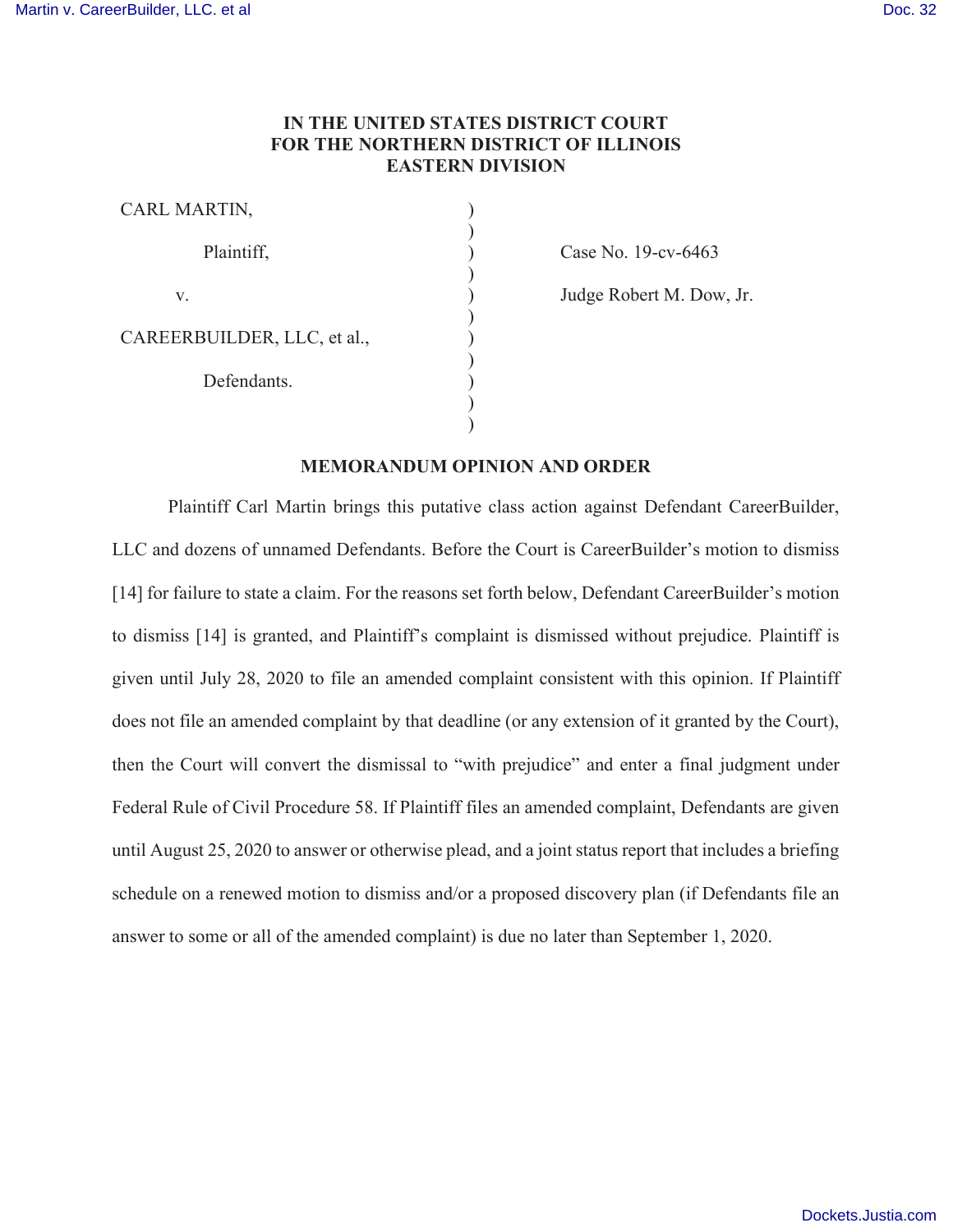**IN THE UNITED STATES DISTRICT COURT**
**FOR THE NORTHERN DISTRICT OF ILLINOIS**
**EASTERN DIVISION**

| | | |
|---|---|---|
| CARL MARTIN, | ) | |
| Plaintiff, | ) | Case No. 19-cv-6463 |
| v. | ) | Judge Robert M. Dow, Jr. |
| CAREERBUILDER, LLC, et al., | ) | |
| Defendants. | ) | |

**MEMORANDUM OPINION AND ORDER**

Plaintiff Carl Martin brings this putative class action against Defendant CareerBuilder, LLC and dozens of unnamed Defendants. Before the Court is CareerBuilder's motion to dismiss [14] for failure to state a claim. For the reasons set forth below, Defendant CareerBuilder's motion to dismiss [14] is granted, and Plaintiff's complaint is dismissed without prejudice. Plaintiff is given until July 28, 2020 to file an amended complaint consistent with this opinion. If Plaintiff does not file an amended complaint by that deadline (or any extension of it granted by the Court), then the Court will convert the dismissal to "with prejudice" and enter a final judgment under Federal Rule of Civil Procedure 58. If Plaintiff files an amended complaint, Defendants are given until August 25, 2020 to answer or otherwise plead, and a joint status report that includes a briefing schedule on a renewed motion to dismiss and/or a proposed discovery plan (if Defendants file an answer to some or all of the amended complaint) is due no later than September 1, 2020.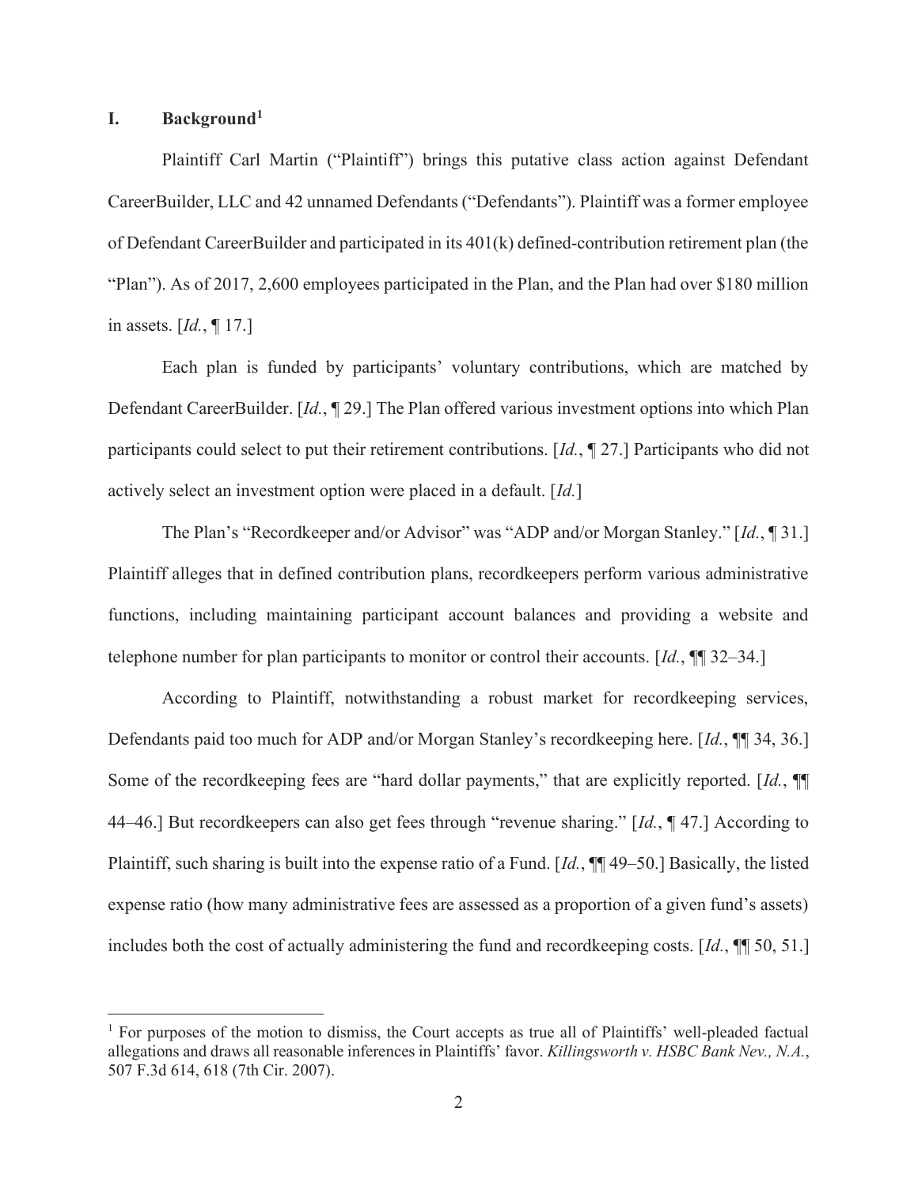## I. Background[1]

Plaintiff Carl Martin ("Plaintiff") brings this putative class action against Defendant CareerBuilder, LLC and 42 unnamed Defendants ("Defendants"). Plaintiff was a former employee of Defendant CareerBuilder and participated in its 401(k) defined-contribution retirement plan (the "Plan"). As of 2017, 2,600 employees participated in the Plan, and the Plan had over $180 million in assets. [*Id.*, ¶ 17.]

Each plan is funded by participants' voluntary contributions, which are matched by Defendant CareerBuilder. [*Id.*, ¶ 29.] The Plan offered various investment options into which Plan participants could select to put their retirement contributions. [*Id.*, ¶ 27.] Participants who did not actively select an investment option were placed in a default. [*Id.*]

The Plan's "Recordkeeper and/or Advisor" was "ADP and/or Morgan Stanley." [*Id.*, ¶ 31.] Plaintiff alleges that in defined contribution plans, recordkeepers perform various administrative functions, including maintaining participant account balances and providing a website and telephone number for plan participants to monitor or control their accounts. [*Id.*, ¶¶ 32–34.]

According to Plaintiff, notwithstanding a robust market for recordkeeping services, Defendants paid too much for ADP and/or Morgan Stanley's recordkeeping here. [*Id.*, ¶¶ 34, 36.] Some of the recordkeeping fees are "hard dollar payments," that are explicitly reported. [*Id.*, ¶¶ 44–46.] But recordkeepers can also get fees through "revenue sharing." [*Id.*, ¶ 47.] According to Plaintiff, such sharing is built into the expense ratio of a Fund. [*Id.*, ¶¶ 49–50.] Basically, the listed expense ratio (how many administrative fees are assessed as a proportion of a given fund's assets) includes both the cost of actually administering the fund and recordkeeping costs. [*Id.*, ¶¶ 50, 51.]

[1] For purposes of the motion to dismiss, the Court accepts as true all of Plaintiffs' well-pleaded factual allegations and draws all reasonable inferences in Plaintiffs' favor. *Killingsworth v. HSBC Bank Nev., N.A.*, 507 F.3d 614, 618 (7th Cir. 2007).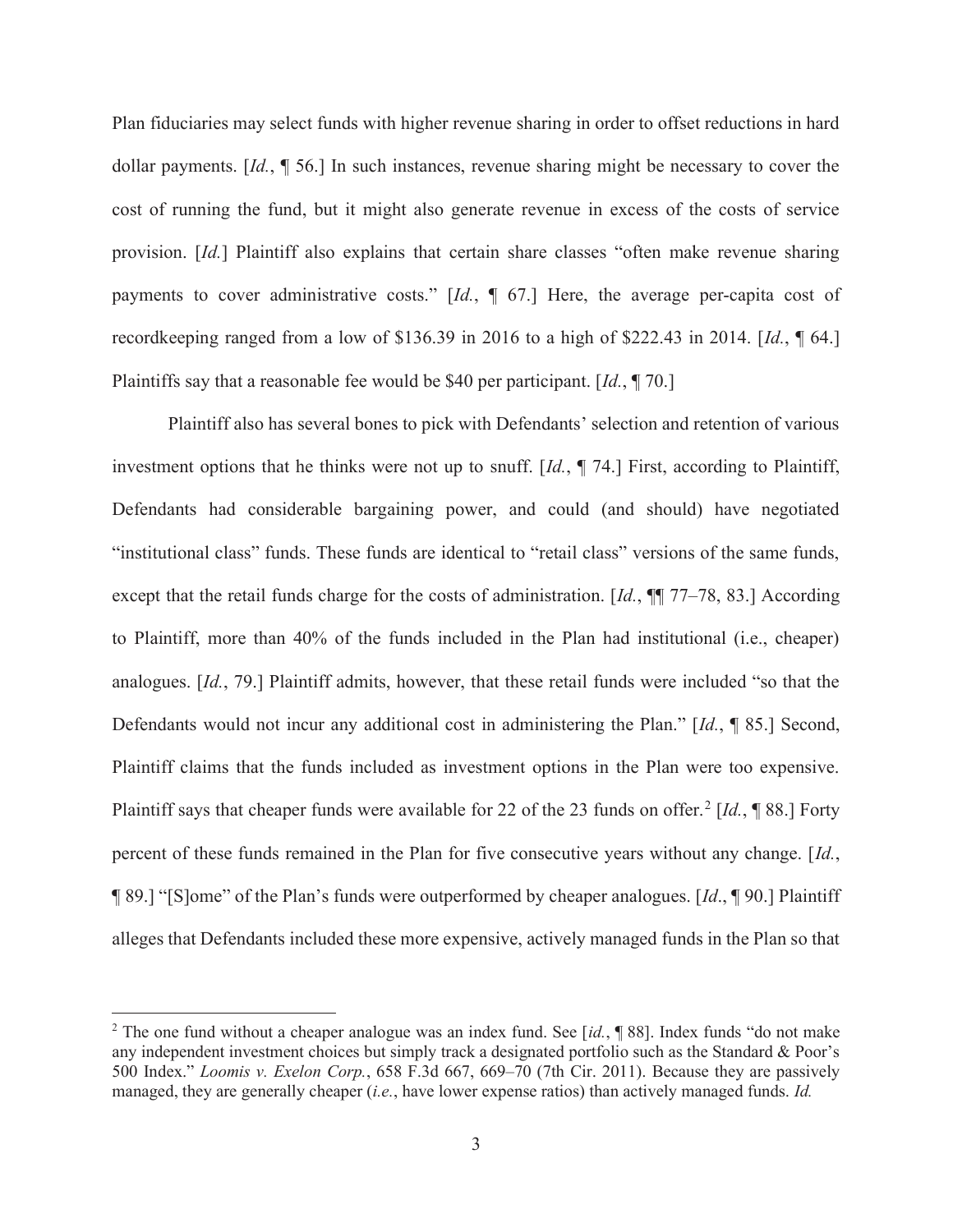Plan fiduciaries may select funds with higher revenue sharing in order to offset reductions in hard dollar payments. [*Id.*, ¶ 56.] In such instances, revenue sharing might be necessary to cover the cost of running the fund, but it might also generate revenue in excess of the costs of service provision. [*Id.*] Plaintiff also explains that certain share classes "often make revenue sharing payments to cover administrative costs." [*Id.*, ¶ 67.] Here, the average per-capita cost of recordkeeping ranged from a low of $136.39 in 2016 to a high of $222.43 in 2014. [*Id.*, ¶ 64.] Plaintiffs say that a reasonable fee would be $40 per participant. [*Id.*, ¶ 70.]

Plaintiff also has several bones to pick with Defendants' selection and retention of various investment options that he thinks were not up to snuff. [*Id.*, ¶ 74.] First, according to Plaintiff, Defendants had considerable bargaining power, and could (and should) have negotiated "institutional class" funds. These funds are identical to "retail class" versions of the same funds, except that the retail funds charge for the costs of administration. [*Id.*, ¶¶ 77–78, 83.] According to Plaintiff, more than 40% of the funds included in the Plan had institutional (i.e., cheaper) analogues. [*Id.*, 79.] Plaintiff admits, however, that these retail funds were included "so that the Defendants would not incur any additional cost in administering the Plan." [*Id.*, ¶ 85.] Second, Plaintiff claims that the funds included as investment options in the Plan were too expensive. Plaintiff says that cheaper funds were available for 22 of the 23 funds on offer.[2] [*Id.*, ¶ 88.] Forty percent of these funds remained in the Plan for five consecutive years without any change. [*Id.*, ¶ 89.] "[S]ome" of the Plan's funds were outperformed by cheaper analogues. [*Id*., ¶ 90.] Plaintiff alleges that Defendants included these more expensive, actively managed funds in the Plan so that

[2] The one fund without a cheaper analogue was an index fund. See [*id.*, ¶ 88]. Index funds "do not make any independent investment choices but simply track a designated portfolio such as the Standard & Poor's 500 Index." *Loomis v. Exelon Corp.*, 658 F.3d 667, 669–70 (7th Cir. 2011). Because they are passively managed, they are generally cheaper (*i.e.*, have lower expense ratios) than actively managed funds. *Id.*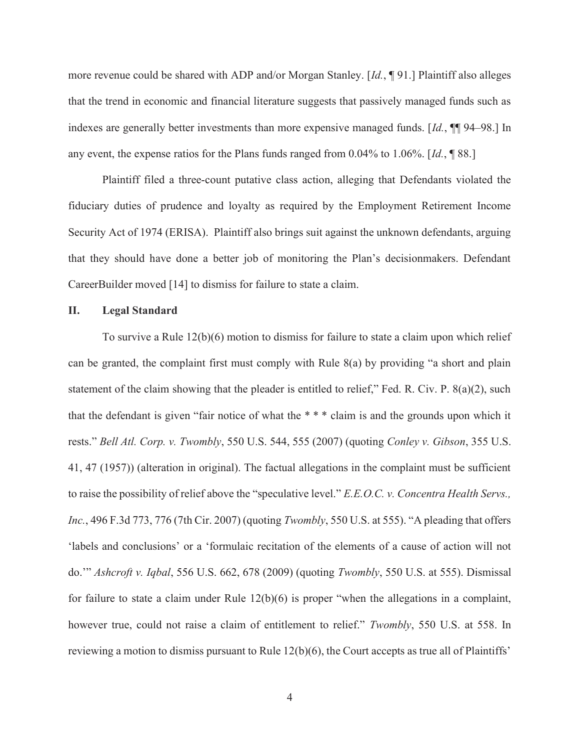more revenue could be shared with ADP and/or Morgan Stanley. [*Id.*, ¶ 91.] Plaintiff also alleges that the trend in economic and financial literature suggests that passively managed funds such as indexes are generally better investments than more expensive managed funds. [*Id.*, ¶¶ 94–98.] In any event, the expense ratios for the Plans funds ranged from 0.04% to 1.06%. [*Id.*, ¶ 88.]

Plaintiff filed a three-count putative class action, alleging that Defendants violated the fiduciary duties of prudence and loyalty as required by the Employment Retirement Income Security Act of 1974 (ERISA). Plaintiff also brings suit against the unknown defendants, arguing that they should have done a better job of monitoring the Plan's decisionmakers. Defendant CareerBuilder moved [14] to dismiss for failure to state a claim.

## II. Legal Standard

To survive a Rule 12(b)(6) motion to dismiss for failure to state a claim upon which relief can be granted, the complaint first must comply with Rule 8(a) by providing "a short and plain statement of the claim showing that the pleader is entitled to relief," Fed. R. Civ. P. 8(a)(2), such that the defendant is given "fair notice of what the * * * claim is and the grounds upon which it rests." *Bell Atl. Corp. v. Twombly*, 550 U.S. 544, 555 (2007) (quoting *Conley v. Gibson*, 355 U.S. 41, 47 (1957)) (alteration in original). The factual allegations in the complaint must be sufficient to raise the possibility of relief above the "speculative level." *E.E.O.C. v. Concentra Health Servs., Inc.*, 496 F.3d 773, 776 (7th Cir. 2007) (quoting *Twombly*, 550 U.S. at 555). "A pleading that offers 'labels and conclusions' or a 'formulaic recitation of the elements of a cause of action will not do.'" *Ashcroft v. Iqbal*, 556 U.S. 662, 678 (2009) (quoting *Twombly*, 550 U.S. at 555). Dismissal for failure to state a claim under Rule 12(b)(6) is proper "when the allegations in a complaint, however true, could not raise a claim of entitlement to relief." *Twombly*, 550 U.S. at 558. In reviewing a motion to dismiss pursuant to Rule 12(b)(6), the Court accepts as true all of Plaintiffs'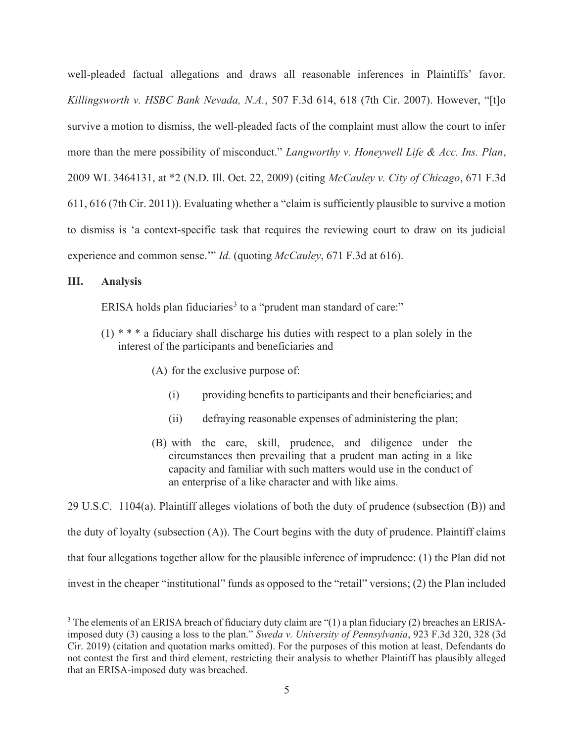well-pleaded factual allegations and draws all reasonable inferences in Plaintiffs' favor. *Killingsworth v. HSBC Bank Nevada, N.A.*, 507 F.3d 614, 618 (7th Cir. 2007). However, "[t]o survive a motion to dismiss, the well-pleaded facts of the complaint must allow the court to infer more than the mere possibility of misconduct." *Langworthy v. Honeywell Life & Acc. Ins. Plan*, 2009 WL 3464131, at *2 (N.D. Ill. Oct. 22, 2009) (citing *McCauley v. City of Chicago*, 671 F.3d 611, 616 (7th Cir. 2011)). Evaluating whether a "claim is sufficiently plausible to survive a motion to dismiss is 'a context-specific task that requires the reviewing court to draw on its judicial experience and common sense.'" *Id.* (quoting *McCauley*, 671 F.3d at 616).

## III. Analysis

ERISA holds plan fiduciaries[3] to a "prudent man standard of care:"

> (1) * * * a fiduciary shall discharge his duties with respect to a plan solely in the interest of the participants and beneficiaries and—
>
> (A) for the exclusive purpose of:
>
> (i) providing benefits to participants and their beneficiaries; and
>
> (ii) defraying reasonable expenses of administering the plan;
>
> (B) with the care, skill, prudence, and diligence under the circumstances then prevailing that a prudent man acting in a like capacity and familiar with such matters would use in the conduct of an enterprise of a like character and with like aims.

29 U.S.C. 1104(a). Plaintiff alleges violations of both the duty of prudence (subsection (B)) and the duty of loyalty (subsection (A)). The Court begins with the duty of prudence. Plaintiff claims that four allegations together allow for the plausible inference of imprudence: (1) the Plan did not invest in the cheaper "institutional" funds as opposed to the "retail" versions; (2) the Plan included

---

[3] The elements of an ERISA breach of fiduciary duty claim are "(1) a plan fiduciary (2) breaches an ERISA-imposed duty (3) causing a loss to the plan." *Sweda v. University of Pennsylvania*, 923 F.3d 320, 328 (3d Cir. 2019) (citation and quotation marks omitted). For the purposes of this motion at least, Defendants do not contest the first and third element, restricting their analysis to whether Plaintiff has plausibly alleged that an ERISA-imposed duty was breached.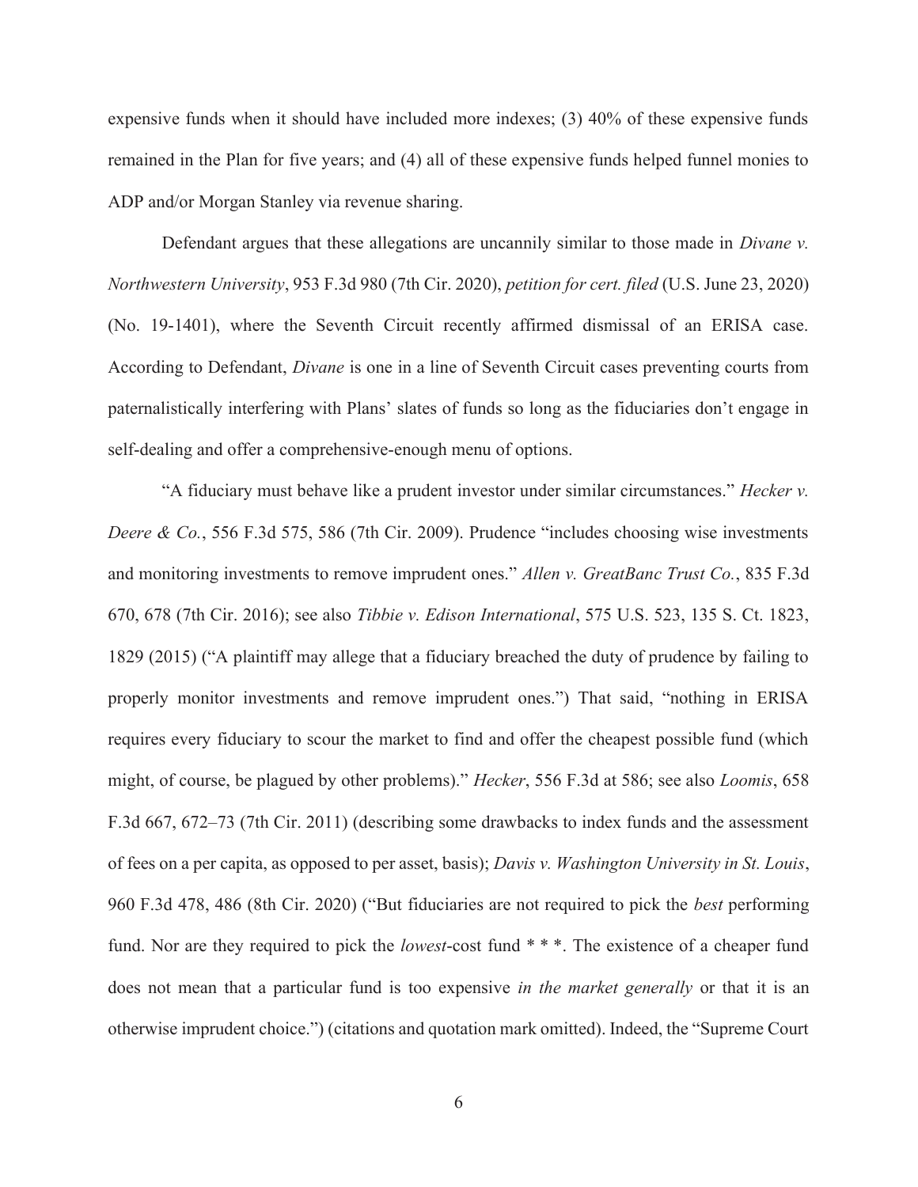expensive funds when it should have included more indexes; (3) 40% of these expensive funds remained in the Plan for five years; and (4) all of these expensive funds helped funnel monies to ADP and/or Morgan Stanley via revenue sharing.

Defendant argues that these allegations are uncannily similar to those made in *Divane v. Northwestern University*, 953 F.3d 980 (7th Cir. 2020), *petition for cert. filed* (U.S. June 23, 2020) (No. 19-1401), where the Seventh Circuit recently affirmed dismissal of an ERISA case. According to Defendant, *Divane* is one in a line of Seventh Circuit cases preventing courts from paternalistically interfering with Plans' slates of funds so long as the fiduciaries don't engage in self-dealing and offer a comprehensive-enough menu of options.

"A fiduciary must behave like a prudent investor under similar circumstances." *Hecker v. Deere & Co.*, 556 F.3d 575, 586 (7th Cir. 2009). Prudence "includes choosing wise investments and monitoring investments to remove imprudent ones." *Allen v. GreatBanc Trust Co.*, 835 F.3d 670, 678 (7th Cir. 2016); see also *Tibbie v. Edison International*, 575 U.S. 523, 135 S. Ct. 1823, 1829 (2015) ("A plaintiff may allege that a fiduciary breached the duty of prudence by failing to properly monitor investments and remove imprudent ones.") That said, "nothing in ERISA requires every fiduciary to scour the market to find and offer the cheapest possible fund (which might, of course, be plagued by other problems)." *Hecker*, 556 F.3d at 586; see also *Loomis*, 658 F.3d 667, 672–73 (7th Cir. 2011) (describing some drawbacks to index funds and the assessment of fees on a per capita, as opposed to per asset, basis); *Davis v. Washington University in St. Louis*, 960 F.3d 478, 486 (8th Cir. 2020) ("But fiduciaries are not required to pick the *best* performing fund. Nor are they required to pick the *lowest*-cost fund * * *. The existence of a cheaper fund does not mean that a particular fund is too expensive *in the market generally* or that it is an otherwise imprudent choice.") (citations and quotation mark omitted). Indeed, the "Supreme Court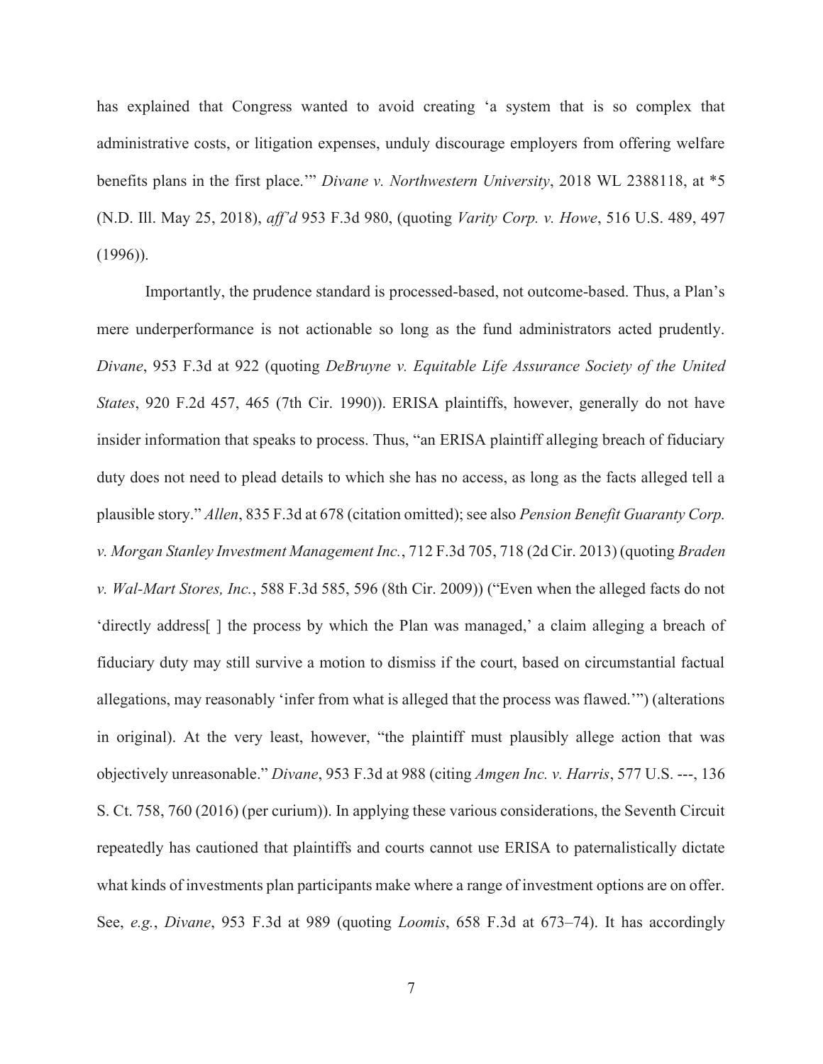has explained that Congress wanted to avoid creating 'a system that is so complex that administrative costs, or litigation expenses, unduly discourage employers from offering welfare benefits plans in the first place.'" *Divane v. Northwestern University*, 2018 WL 2388118, at *5 (N.D. Ill. May 25, 2018), *aff'd* 953 F.3d 980, (quoting *Varity Corp. v. Howe*, 516 U.S. 489, 497 (1996)).

Importantly, the prudence standard is processed-based, not outcome-based. Thus, a Plan's mere underperformance is not actionable so long as the fund administrators acted prudently. *Divane*, 953 F.3d at 922 (quoting *DeBruyne v. Equitable Life Assurance Society of the United States*, 920 F.2d 457, 465 (7th Cir. 1990)). ERISA plaintiffs, however, generally do not have insider information that speaks to process. Thus, "an ERISA plaintiff alleging breach of fiduciary duty does not need to plead details to which she has no access, as long as the facts alleged tell a plausible story." *Allen*, 835 F.3d at 678 (citation omitted); see also *Pension Benefit Guaranty Corp. v. Morgan Stanley Investment Management Inc.*, 712 F.3d 705, 718 (2d Cir. 2013) (quoting *Braden v. Wal-Mart Stores, Inc.*, 588 F.3d 585, 596 (8th Cir. 2009)) ("Even when the alleged facts do not 'directly address[ ] the process by which the Plan was managed,' a claim alleging a breach of fiduciary duty may still survive a motion to dismiss if the court, based on circumstantial factual allegations, may reasonably 'infer from what is alleged that the process was flawed.'") (alterations in original). At the very least, however, "the plaintiff must plausibly allege action that was objectively unreasonable." *Divane*, 953 F.3d at 988 (citing *Amgen Inc. v. Harris*, 577 U.S. ---, 136 S. Ct. 758, 760 (2016) (per curiam)). In applying these various considerations, the Seventh Circuit repeatedly has cautioned that plaintiffs and courts cannot use ERISA to paternalistically dictate what kinds of investments plan participants make where a range of investment options are on offer. See, *e.g.*, *Divane*, 953 F.3d at 989 (quoting *Loomis*, 658 F.3d at 673–74). It has accordingly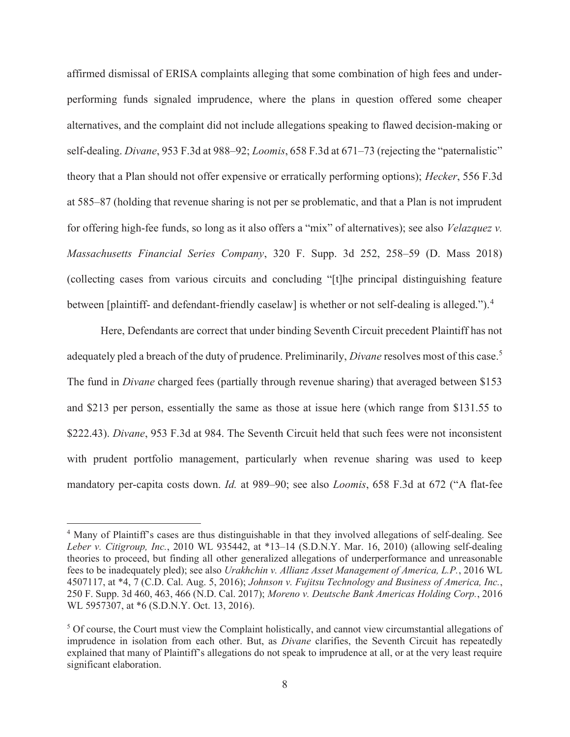affirmed dismissal of ERISA complaints alleging that some combination of high fees and under-performing funds signaled imprudence, where the plans in question offered some cheaper alternatives, and the complaint did not include allegations speaking to flawed decision-making or self-dealing. *Divane*, 953 F.3d at 988–92; *Loomis*, 658 F.3d at 671–73 (rejecting the "paternalistic" theory that a Plan should not offer expensive or erratically performing options); *Hecker*, 556 F.3d at 585–87 (holding that revenue sharing is not per se problematic, and that a Plan is not imprudent for offering high-fee funds, so long as it also offers a "mix" of alternatives); see also *Velazquez v. Massachusetts Financial Series Company*, 320 F. Supp. 3d 252, 258–59 (D. Mass 2018) (collecting cases from various circuits and concluding "[t]he principal distinguishing feature between [plaintiff- and defendant-friendly caselaw] is whether or not self-dealing is alleged.").[4]

Here, Defendants are correct that under binding Seventh Circuit precedent Plaintiff has not adequately pled a breach of the duty of prudence. Preliminarily, *Divane* resolves most of this case.[5] The fund in *Divane* charged fees (partially through revenue sharing) that averaged between $153 and $213 per person, essentially the same as those at issue here (which range from $131.55 to $222.43). *Divane*, 953 F.3d at 984. The Seventh Circuit held that such fees were not inconsistent with prudent portfolio management, particularly when revenue sharing was used to keep mandatory per-capita costs down. *Id.* at 989–90; see also *Loomis*, 658 F.3d at 672 ("A flat-fee

---

[4] Many of Plaintiff's cases are thus distinguishable in that they involved allegations of self-dealing. See *Leber v. Citigroup, Inc.*, 2010 WL 935442, at *13–14 (S.D.N.Y. Mar. 16, 2010) (allowing self-dealing theories to proceed, but finding all other generalized allegations of underperformance and unreasonable fees to be inadequately pled); see also *Urakhchin v. Allianz Asset Management of America, L.P.*, 2016 WL 4507117, at *4, 7 (C.D. Cal. Aug. 5, 2016); *Johnson v. Fujitsu Technology and Business of America, Inc.*, 250 F. Supp. 3d 460, 463, 466 (N.D. Cal. 2017); *Moreno v. Deutsche Bank Americas Holding Corp.*, 2016 WL 5957307, at *6 (S.D.N.Y. Oct. 13, 2016).

[5] Of course, the Court must view the Complaint holistically, and cannot view circumstantial allegations of imprudence in isolation from each other. But, as *Divane* clarifies, the Seventh Circuit has repeatedly explained that many of Plaintiff's allegations do not speak to imprudence at all, or at the very least require significant elaboration.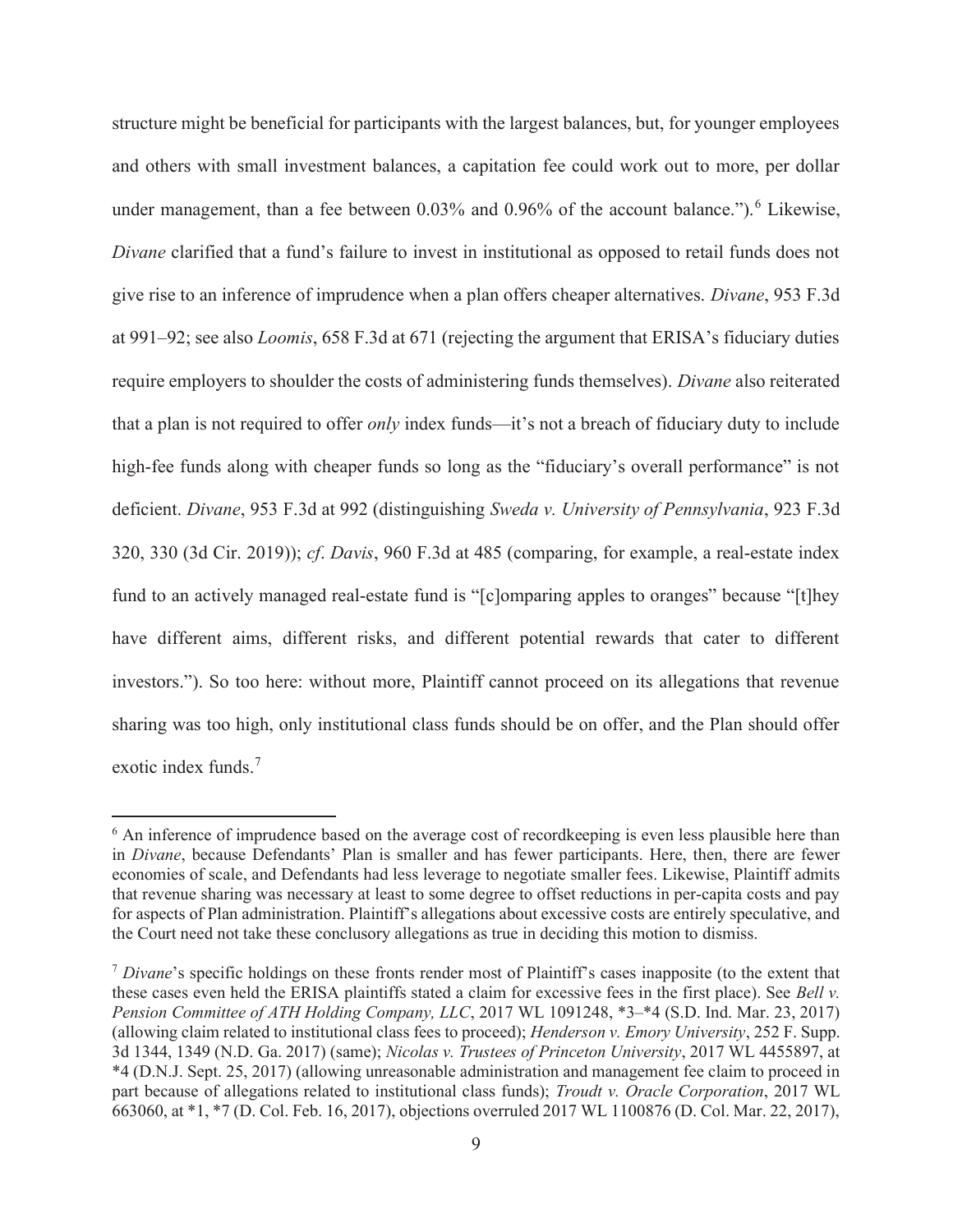structure might be beneficial for participants with the largest balances, but, for younger employees and others with small investment balances, a capitation fee could work out to more, per dollar under management, than a fee between 0.03% and 0.96% of the account balance.").[6] Likewise, *Divane* clarified that a fund's failure to invest in institutional as opposed to retail funds does not give rise to an inference of imprudence when a plan offers cheaper alternatives. *Divane*, 953 F.3d at 991–92; see also *Loomis*, 658 F.3d at 671 (rejecting the argument that ERISA's fiduciary duties require employers to shoulder the costs of administering funds themselves). *Divane* also reiterated that a plan is not required to offer *only* index funds—it's not a breach of fiduciary duty to include high-fee funds along with cheaper funds so long as the "fiduciary's overall performance" is not deficient. *Divane*, 953 F.3d at 992 (distinguishing *Sweda v. University of Pennsylvania*, 923 F.3d 320, 330 (3d Cir. 2019)); *cf*. *Davis*, 960 F.3d at 485 (comparing, for example, a real-estate index fund to an actively managed real-estate fund is "[c]omparing apples to oranges" because "[t]hey have different aims, different risks, and different potential rewards that cater to different investors."). So too here: without more, Plaintiff cannot proceed on its allegations that revenue sharing was too high, only institutional class funds should be on offer, and the Plan should offer exotic index funds.[7]

---

[6] An inference of imprudence based on the average cost of recordkeeping is even less plausible here than in *Divane*, because Defendants' Plan is smaller and has fewer participants. Here, then, there are fewer economies of scale, and Defendants had less leverage to negotiate smaller fees. Likewise, Plaintiff admits that revenue sharing was necessary at least to some degree to offset reductions in per-capita costs and pay for aspects of Plan administration. Plaintiff's allegations about excessive costs are entirely speculative, and the Court need not take these conclusory allegations as true in deciding this motion to dismiss.

[7] *Divane*'s specific holdings on these fronts render most of Plaintiff's cases inapposite (to the extent that these cases even held the ERISA plaintiffs stated a claim for excessive fees in the first place). See *Bell v. Pension Committee of ATH Holding Company, LLC*, 2017 WL 1091248, *3–*4 (S.D. Ind. Mar. 23, 2017) (allowing claim related to institutional class fees to proceed); *Henderson v. Emory University*, 252 F. Supp. 3d 1344, 1349 (N.D. Ga. 2017) (same); *Nicolas v. Trustees of Princeton University*, 2017 WL 4455897, at *4 (D.N.J. Sept. 25, 2017) (allowing unreasonable administration and management fee claim to proceed in part because of allegations related to institutional class funds); *Troudt v. Oracle Corporation*, 2017 WL 663060, at *1, *7 (D. Col. Feb. 16, 2017), objections overruled 2017 WL 1100876 (D. Col. Mar. 22, 2017),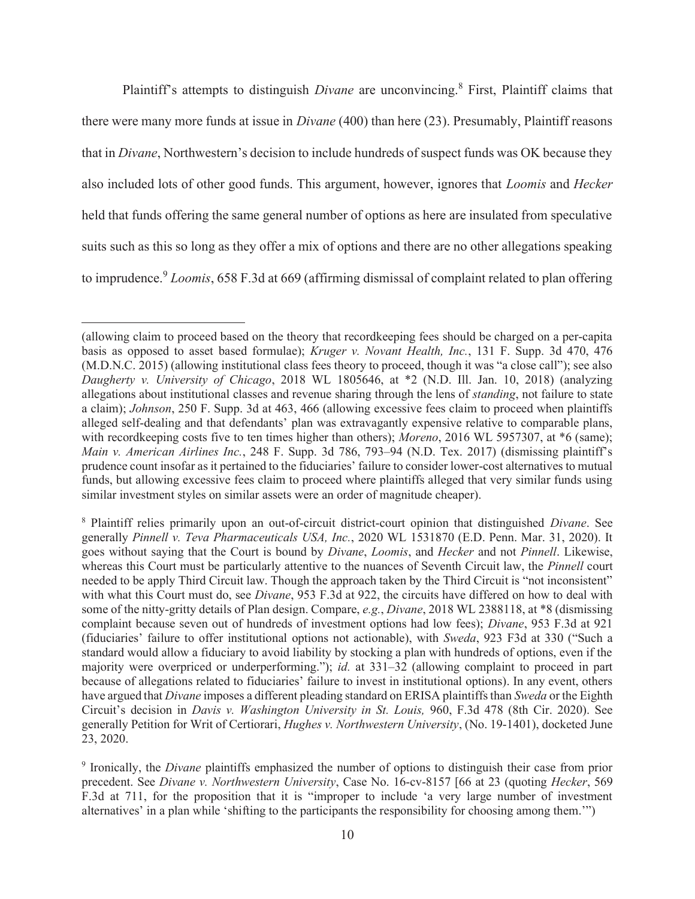Plaintiff's attempts to distinguish *Divane* are unconvincing.[8] First, Plaintiff claims that there were many more funds at issue in *Divane* (400) than here (23). Presumably, Plaintiff reasons that in *Divane*, Northwestern's decision to include hundreds of suspect funds was OK because they also included lots of other good funds. This argument, however, ignores that *Loomis* and *Hecker* held that funds offering the same general number of options as here are insulated from speculative suits such as this so long as they offer a mix of options and there are no other allegations speaking to imprudence.[9] *Loomis*, 658 F.3d at 669 (affirming dismissal of complaint related to plan offering

---

(allowing claim to proceed based on the theory that recordkeeping fees should be charged on a per-capita basis as opposed to asset based formulae); *Kruger v. Novant Health, Inc.*, 131 F. Supp. 3d 470, 476 (M.D.N.C. 2015) (allowing institutional class fees theory to proceed, though it was "a close call"); see also *Daugherty v. University of Chicago*, 2018 WL 1805646, at *2 (N.D. Ill. Jan. 10, 2018) (analyzing allegations about institutional classes and revenue sharing through the lens of *standing*, not failure to state a claim); *Johnson*, 250 F. Supp. 3d at 463, 466 (allowing excessive fees claim to proceed when plaintiffs alleged self-dealing and that defendants' plan was extravagantly expensive relative to comparable plans, with recordkeeping costs five to ten times higher than others); *Moreno*, 2016 WL 5957307, at *6 (same); *Main v. American Airlines Inc.*, 248 F. Supp. 3d 786, 793–94 (N.D. Tex. 2017) (dismissing plaintiff's prudence count insofar as it pertained to the fiduciaries' failure to consider lower-cost alternatives to mutual funds, but allowing excessive fees claim to proceed where plaintiffs alleged that very similar funds using similar investment styles on similar assets were an order of magnitude cheaper).

[8] Plaintiff relies primarily upon an out-of-circuit district-court opinion that distinguished *Divane*. See generally *Pinnell v. Teva Pharmaceuticals USA, Inc.*, 2020 WL 1531870 (E.D. Penn. Mar. 31, 2020). It goes without saying that the Court is bound by *Divane*, *Loomis*, and *Hecker* and not *Pinnell*. Likewise, whereas this Court must be particularly attentive to the nuances of Seventh Circuit law, the *Pinnell* court needed to be apply Third Circuit law. Though the approach taken by the Third Circuit is "not inconsistent" with what this Court must do, see *Divane*, 953 F.3d at 922, the circuits have differed on how to deal with some of the nitty-gritty details of Plan design. Compare, *e.g.*, *Divane*, 2018 WL 2388118, at *8 (dismissing complaint because seven out of hundreds of investment options had low fees); *Divane*, 953 F.3d at 921 (fiduciaries' failure to offer institutional options not actionable), with *Sweda*, 923 F3d at 330 ("Such a standard would allow a fiduciary to avoid liability by stocking a plan with hundreds of options, even if the majority were overpriced or underperforming."); *id.* at 331–32 (allowing complaint to proceed in part because of allegations related to fiduciaries' failure to invest in institutional options). In any event, others have argued that *Divane* imposes a different pleading standard on ERISA plaintiffs than *Sweda* or the Eighth Circuit's decision in *Davis v. Washington University in St. Louis,* 960, F.3d 478 (8th Cir. 2020). See generally Petition for Writ of Certiorari, *Hughes v. Northwestern University*, (No. 19-1401), docketed June 23, 2020.

[9] Ironically, the *Divane* plaintiffs emphasized the number of options to distinguish their case from prior precedent. See *Divane v. Northwestern University*, Case No. 16-cv-8157 [66 at 23 (quoting *Hecker*, 569 F.3d at 711, for the proposition that it is "improper to include 'a very large number of investment alternatives' in a plan while 'shifting to the participants the responsibility for choosing among them.'")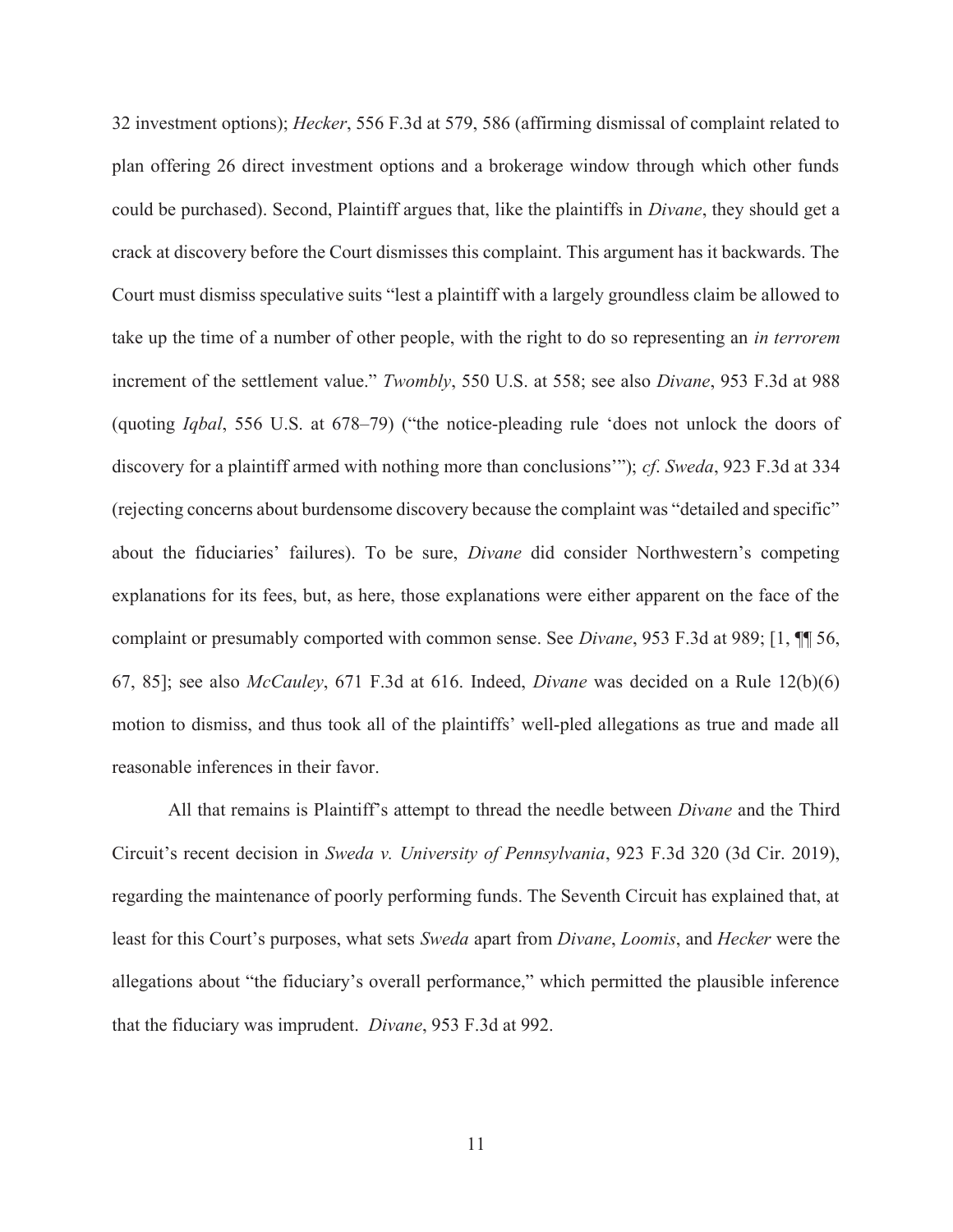32 investment options); *Hecker*, 556 F.3d at 579, 586 (affirming dismissal of complaint related to plan offering 26 direct investment options and a brokerage window through which other funds could be purchased). Second, Plaintiff argues that, like the plaintiffs in *Divane*, they should get a crack at discovery before the Court dismisses this complaint. This argument has it backwards. The Court must dismiss speculative suits "lest a plaintiff with a largely groundless claim be allowed to take up the time of a number of other people, with the right to do so representing an *in terrorem* increment of the settlement value." *Twombly*, 550 U.S. at 558; see also *Divane*, 953 F.3d at 988 (quoting *Iqbal*, 556 U.S. at 678–79) ("the notice-pleading rule 'does not unlock the doors of discovery for a plaintiff armed with nothing more than conclusions'"); *cf*. *Sweda*, 923 F.3d at 334 (rejecting concerns about burdensome discovery because the complaint was "detailed and specific" about the fiduciaries' failures). To be sure, *Divane* did consider Northwestern's competing explanations for its fees, but, as here, those explanations were either apparent on the face of the complaint or presumably comported with common sense. See *Divane*, 953 F.3d at 989; [1, ¶¶ 56, 67, 85]; see also *McCauley*, 671 F.3d at 616. Indeed, *Divane* was decided on a Rule 12(b)(6) motion to dismiss, and thus took all of the plaintiffs' well-pled allegations as true and made all reasonable inferences in their favor.

All that remains is Plaintiff's attempt to thread the needle between *Divane* and the Third Circuit's recent decision in *Sweda v. University of Pennsylvania*, 923 F.3d 320 (3d Cir. 2019), regarding the maintenance of poorly performing funds. The Seventh Circuit has explained that, at least for this Court's purposes, what sets *Sweda* apart from *Divane*, *Loomis*, and *Hecker* were the allegations about "the fiduciary's overall performance," which permitted the plausible inference that the fiduciary was imprudent. *Divane*, 953 F.3d at 992.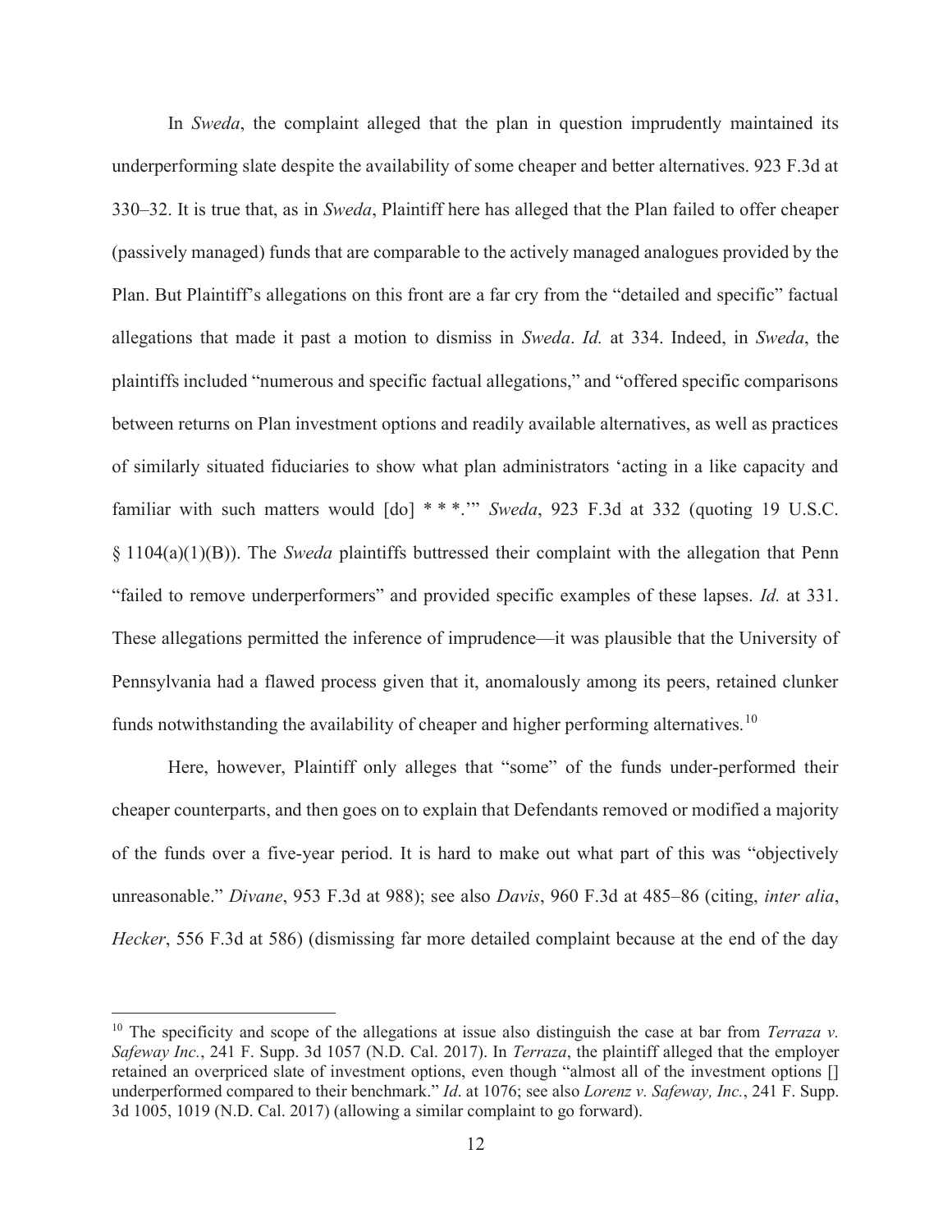In *Sweda*, the complaint alleged that the plan in question imprudently maintained its underperforming slate despite the availability of some cheaper and better alternatives. 923 F.3d at 330–32. It is true that, as in *Sweda*, Plaintiff here has alleged that the Plan failed to offer cheaper (passively managed) funds that are comparable to the actively managed analogues provided by the Plan. But Plaintiff's allegations on this front are a far cry from the "detailed and specific" factual allegations that made it past a motion to dismiss in *Sweda*. *Id.* at 334. Indeed, in *Sweda*, the plaintiffs included "numerous and specific factual allegations," and "offered specific comparisons between returns on Plan investment options and readily available alternatives, as well as practices of similarly situated fiduciaries to show what plan administrators 'acting in a like capacity and familiar with such matters would [do] * * *.'" *Sweda*, 923 F.3d at 332 (quoting 19 U.S.C. § 1104(a)(1)(B)). The *Sweda* plaintiffs buttressed their complaint with the allegation that Penn "failed to remove underperformers" and provided specific examples of these lapses. *Id.* at 331. These allegations permitted the inference of imprudence—it was plausible that the University of Pennsylvania had a flawed process given that it, anomalously among its peers, retained clunker funds notwithstanding the availability of cheaper and higher performing alternatives.[10]

Here, however, Plaintiff only alleges that "some" of the funds under-performed their cheaper counterparts, and then goes on to explain that Defendants removed or modified a majority of the funds over a five-year period. It is hard to make out what part of this was "objectively unreasonable." *Divane*, 953 F.3d at 988); see also *Davis*, 960 F.3d at 485–86 (citing, *inter alia*, *Hecker*, 556 F.3d at 586) (dismissing far more detailed complaint because at the end of the day

[10] The specificity and scope of the allegations at issue also distinguish the case at bar from *Terraza v. Safeway Inc.*, 241 F. Supp. 3d 1057 (N.D. Cal. 2017). In *Terraza*, the plaintiff alleged that the employer retained an overpriced slate of investment options, even though "almost all of the investment options [] underperformed compared to their benchmark." *Id*. at 1076; see also *Lorenz v. Safeway, Inc.*, 241 F. Supp. 3d 1005, 1019 (N.D. Cal. 2017) (allowing a similar complaint to go forward).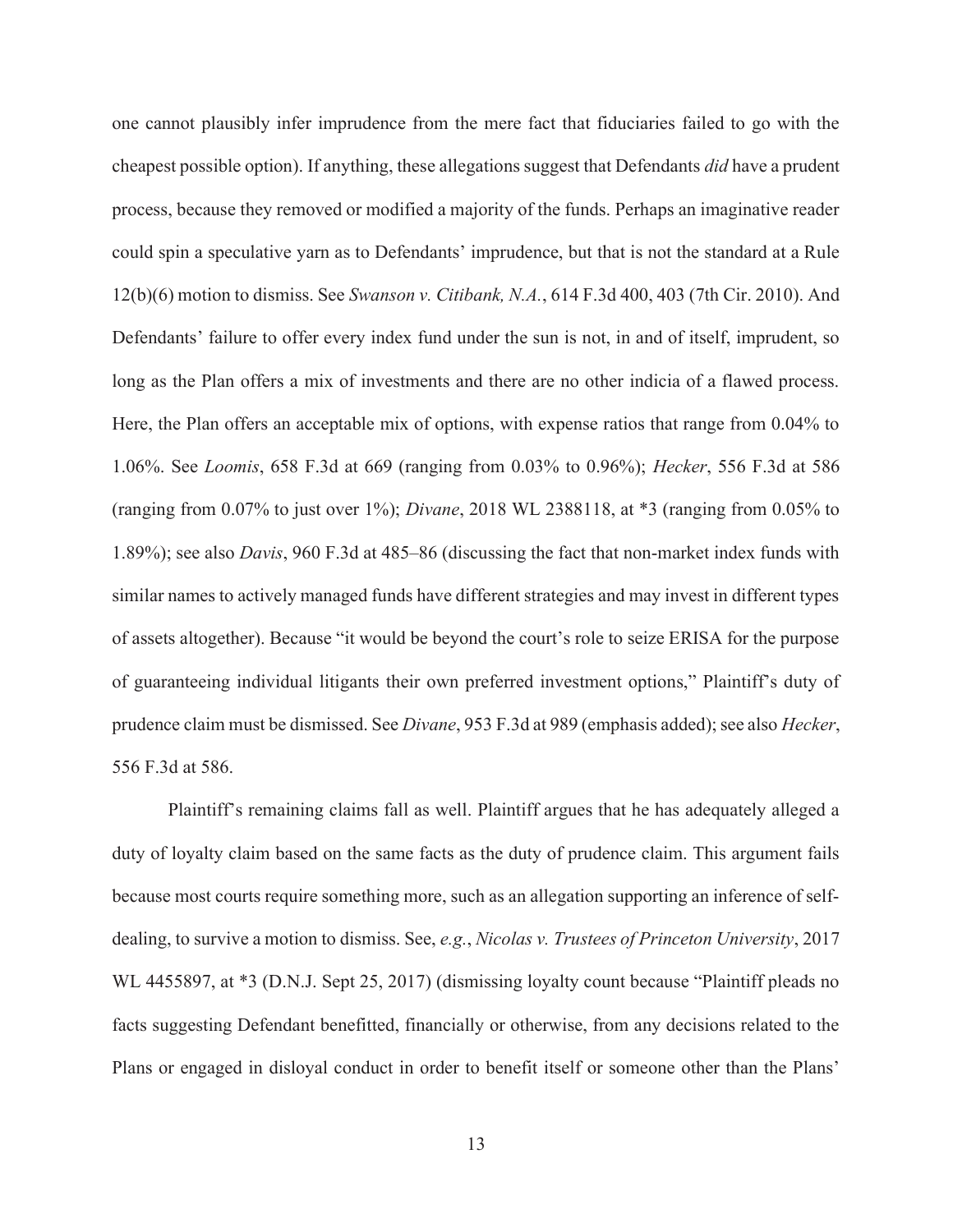one cannot plausibly infer imprudence from the mere fact that fiduciaries failed to go with the cheapest possible option). If anything, these allegations suggest that Defendants *did* have a prudent process, because they removed or modified a majority of the funds. Perhaps an imaginative reader could spin a speculative yarn as to Defendants' imprudence, but that is not the standard at a Rule 12(b)(6) motion to dismiss. See *Swanson v. Citibank, N.A.*, 614 F.3d 400, 403 (7th Cir. 2010). And Defendants' failure to offer every index fund under the sun is not, in and of itself, imprudent, so long as the Plan offers a mix of investments and there are no other indicia of a flawed process. Here, the Plan offers an acceptable mix of options, with expense ratios that range from 0.04% to 1.06%. See *Loomis*, 658 F.3d at 669 (ranging from 0.03% to 0.96%); *Hecker*, 556 F.3d at 586 (ranging from 0.07% to just over 1%); *Divane*, 2018 WL 2388118, at *3 (ranging from 0.05% to 1.89%); see also *Davis*, 960 F.3d at 485–86 (discussing the fact that non-market index funds with similar names to actively managed funds have different strategies and may invest in different types of assets altogether). Because "it would be beyond the court's role to seize ERISA for the purpose of guaranteeing individual litigants their own preferred investment options," Plaintiff's duty of prudence claim must be dismissed. See *Divane*, 953 F.3d at 989 (emphasis added); see also *Hecker*, 556 F.3d at 586.

Plaintiff's remaining claims fall as well. Plaintiff argues that he has adequately alleged a duty of loyalty claim based on the same facts as the duty of prudence claim. This argument fails because most courts require something more, such as an allegation supporting an inference of self-dealing, to survive a motion to dismiss. See, *e.g.*, *Nicolas v. Trustees of Princeton University*, 2017 WL 4455897, at *3 (D.N.J. Sept 25, 2017) (dismissing loyalty count because "Plaintiff pleads no facts suggesting Defendant benefitted, financially or otherwise, from any decisions related to the Plans or engaged in disloyal conduct in order to benefit itself or someone other than the Plans'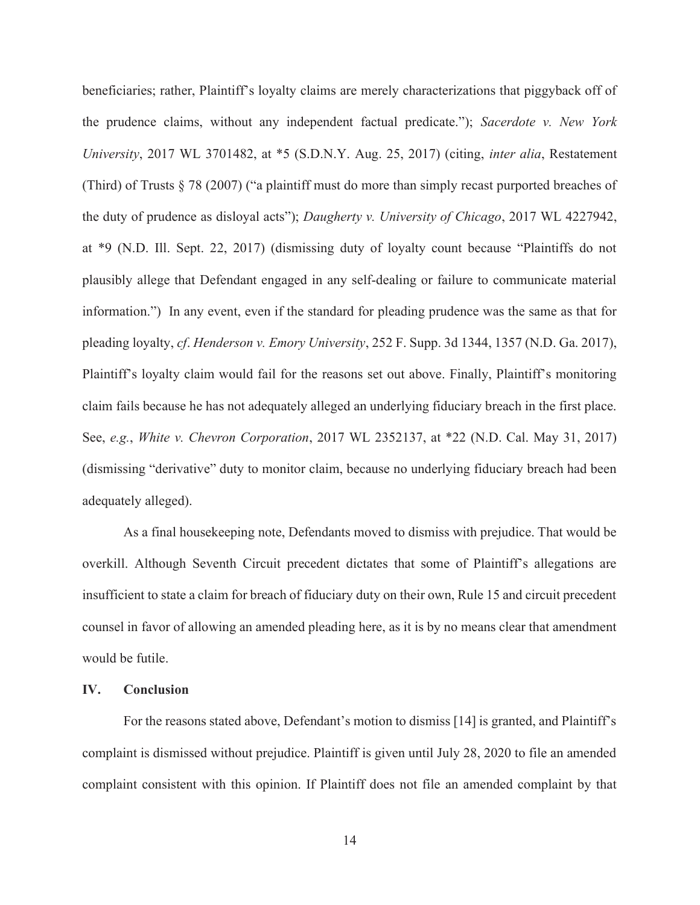beneficiaries; rather, Plaintiff's loyalty claims are merely characterizations that piggyback off of the prudence claims, without any independent factual predicate."); *Sacerdote v. New York University*, 2017 WL 3701482, at *5 (S.D.N.Y. Aug. 25, 2017) (citing, *inter alia*, Restatement (Third) of Trusts § 78 (2007) ("a plaintiff must do more than simply recast purported breaches of the duty of prudence as disloyal acts"); *Daugherty v. University of Chicago*, 2017 WL 4227942, at *9 (N.D. Ill. Sept. 22, 2017) (dismissing duty of loyalty count because "Plaintiffs do not plausibly allege that Defendant engaged in any self-dealing or failure to communicate material information.") In any event, even if the standard for pleading prudence was the same as that for pleading loyalty, *cf*. *Henderson v. Emory University*, 252 F. Supp. 3d 1344, 1357 (N.D. Ga. 2017), Plaintiff's loyalty claim would fail for the reasons set out above. Finally, Plaintiff's monitoring claim fails because he has not adequately alleged an underlying fiduciary breach in the first place. See, *e.g.*, *White v. Chevron Corporation*, 2017 WL 2352137, at *22 (N.D. Cal. May 31, 2017) (dismissing "derivative" duty to monitor claim, because no underlying fiduciary breach had been adequately alleged).

As a final housekeeping note, Defendants moved to dismiss with prejudice. That would be overkill. Although Seventh Circuit precedent dictates that some of Plaintiff's allegations are insufficient to state a claim for breach of fiduciary duty on their own, Rule 15 and circuit precedent counsel in favor of allowing an amended pleading here, as it is by no means clear that amendment would be futile.

## IV. Conclusion

For the reasons stated above, Defendant's motion to dismiss [14] is granted, and Plaintiff's complaint is dismissed without prejudice. Plaintiff is given until July 28, 2020 to file an amended complaint consistent with this opinion. If Plaintiff does not file an amended complaint by that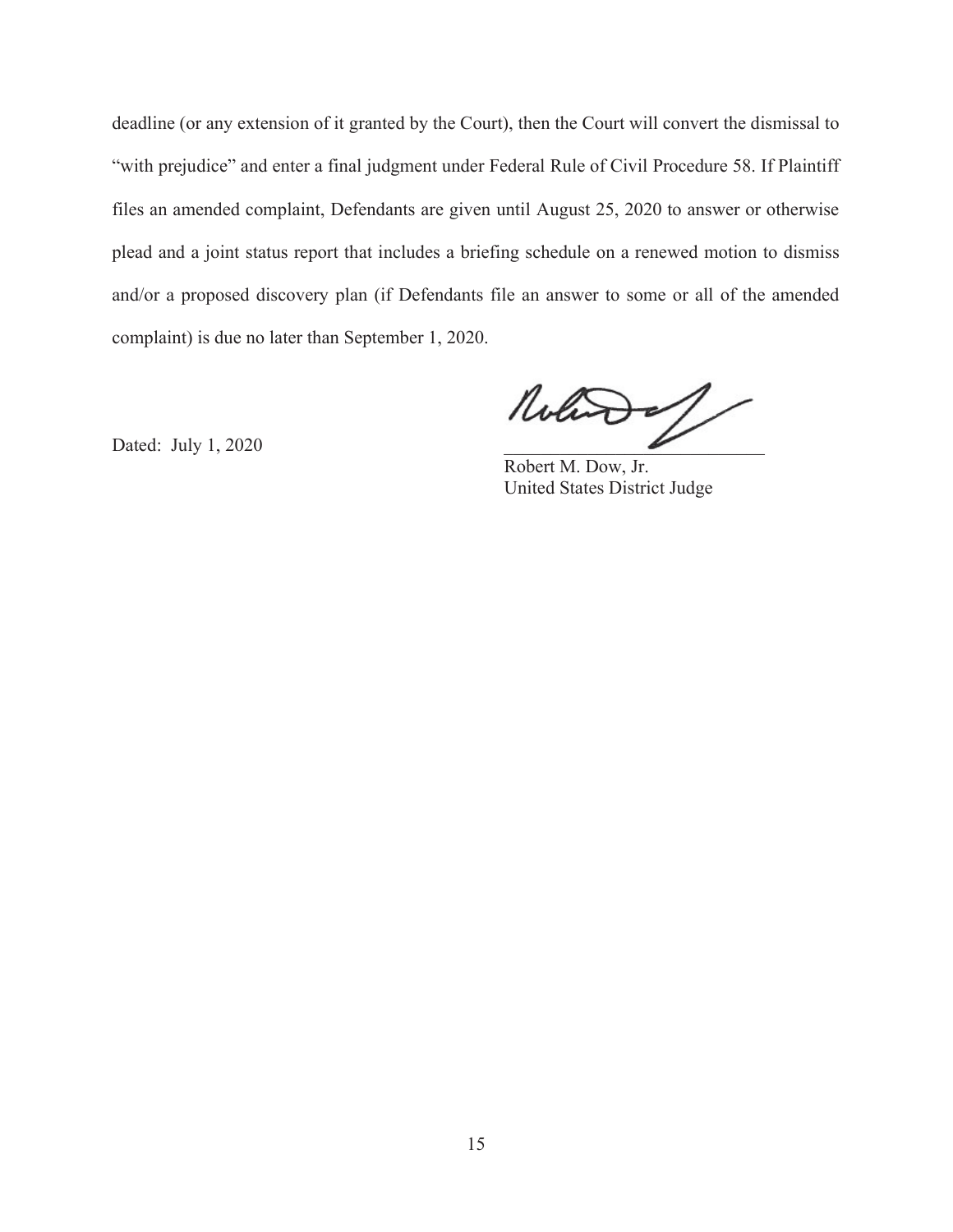deadline (or any extension of it granted by the Court), then the Court will convert the dismissal to "with prejudice" and enter a final judgment under Federal Rule of Civil Procedure 58. If Plaintiff files an amended complaint, Defendants are given until August 25, 2020 to answer or otherwise plead and a joint status report that includes a briefing schedule on a renewed motion to dismiss and/or a proposed discovery plan (if Defendants file an answer to some or all of the amended complaint) is due no later than September 1, 2020.

Dated: July 1, 2020

Robert M. Dow, Jr.
United States District Judge